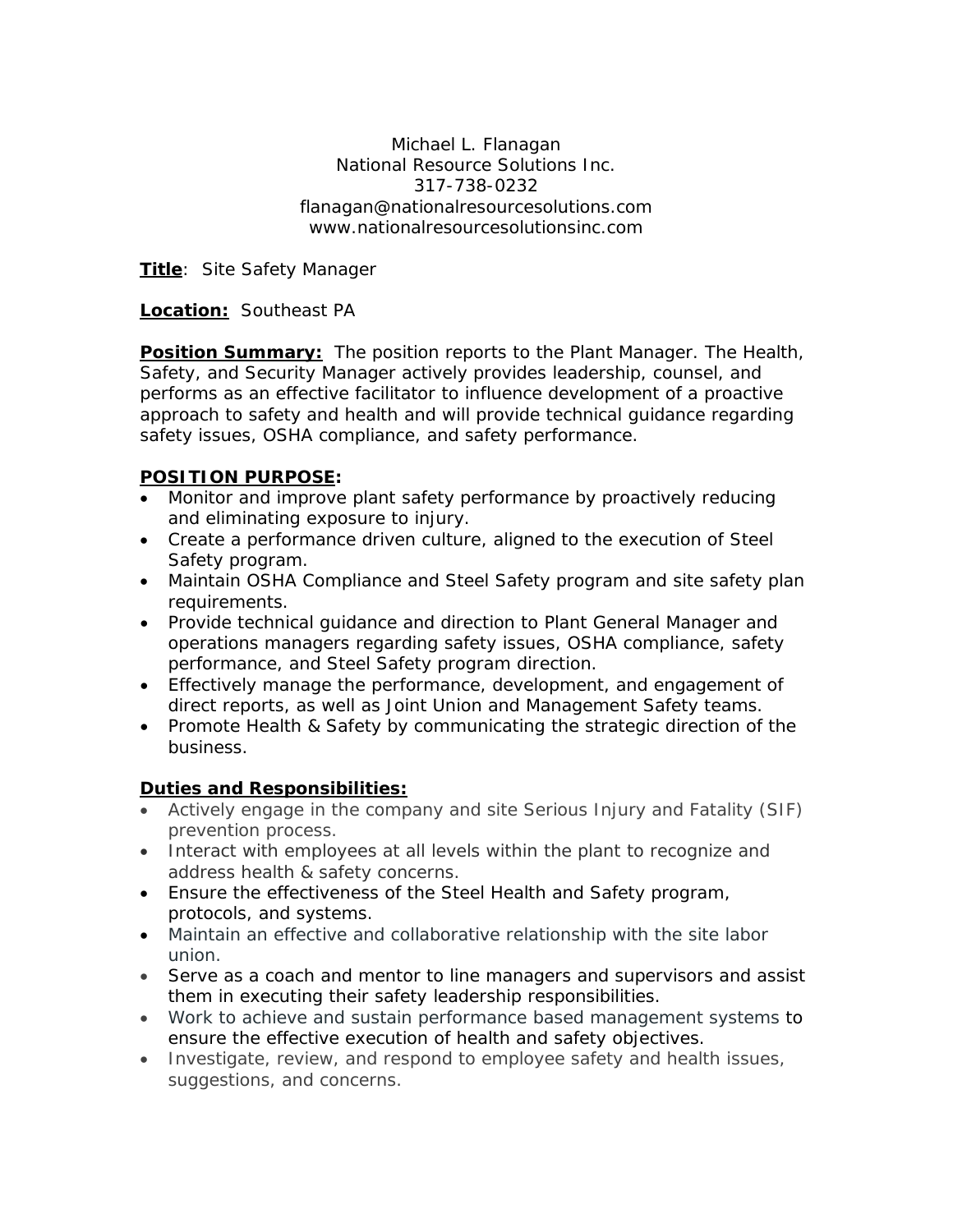Michael L. Flanagan
National Resource Solutions Inc.
317-738-0232
flanagan@nationalresourcesolutions.com
www.nationalresourcesolutionsinc.com

**Title**: Site Safety Manager

**Location:** Southeast PA

**Position Summary:** The position reports to the Plant Manager. The Health, Safety, and Security Manager actively provides leadership, counsel, and performs as an effective facilitator to influence development of a proactive approach to safety and health and will provide technical guidance regarding safety issues, OSHA compliance, and safety performance.

**POSITION PURPOSE:**

- Monitor and improve plant safety performance by proactively reducing and eliminating exposure to injury.
- Create a performance driven culture, aligned to the execution of Steel Safety program.
- Maintain OSHA Compliance and Steel Safety program and site safety plan requirements.
- Provide technical guidance and direction to Plant General Manager and operations managers regarding safety issues, OSHA compliance, safety performance, and Steel Safety program direction.
- Effectively manage the performance, development, and engagement of direct reports, as well as Joint Union and Management Safety teams.
- Promote Health & Safety by communicating the strategic direction of the business.

**Duties and Responsibilities:**

- Actively engage in the company and site Serious Injury and Fatality (SIF) prevention process.
- Interact with employees at all levels within the plant to recognize and address health & safety concerns.
- Ensure the effectiveness of the Steel Health and Safety program, protocols, and systems.
- Maintain an effective and collaborative relationship with the site labor union.
- Serve as a coach and mentor to line managers and supervisors and assist them in executing their safety leadership responsibilities.
- Work to achieve and sustain performance based management systems to ensure the effective execution of health and safety objectives.
- Investigate, review, and respond to employee safety and health issues, suggestions, and concerns.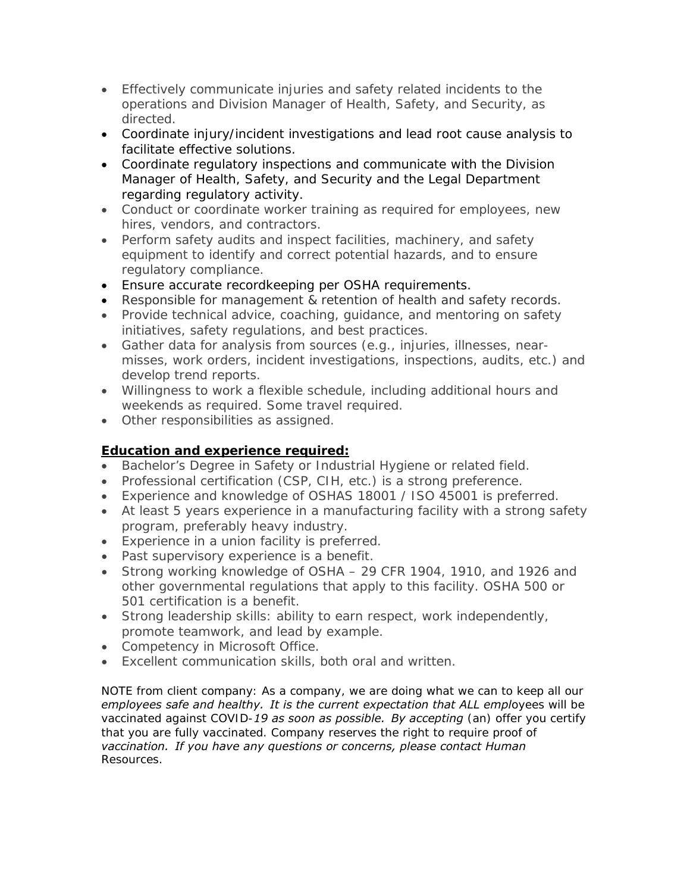- Effectively communicate injuries and safety related incidents to the operations and Division Manager of Health, Safety, and Security, as directed.
- Coordinate injury/incident investigations and lead root cause analysis to facilitate effective solutions.
- Coordinate regulatory inspections and communicate with the Division Manager of Health, Safety, and Security and the Legal Department regarding regulatory activity.
- Conduct or coordinate worker training as required for employees, new hires, vendors, and contractors.
- Perform safety audits and inspect facilities, machinery, and safety equipment to identify and correct potential hazards, and to ensure regulatory compliance.
- Ensure accurate recordkeeping per OSHA requirements.
- Responsible for management & retention of health and safety records.
- Provide technical advice, coaching, guidance, and mentoring on safety initiatives, safety regulations, and best practices.
- Gather data for analysis from sources (e.g., injuries, illnesses, near-misses, work orders, incident investigations, inspections, audits, etc.) and develop trend reports.
- Willingness to work a flexible schedule, including additional hours and weekends as required. Some travel required.
- Other responsibilities as assigned.

**Education and experience required:**

- Bachelor's Degree in Safety or Industrial Hygiene or related field.
- Professional certification (CSP, CIH, etc.) is a strong preference.
- Experience and knowledge of OSHAS 18001 / ISO 45001 is preferred.
- At least 5 years experience in a manufacturing facility with a strong safety program, preferably heavy industry.
- Experience in a union facility is preferred.
- Past supervisory experience is a benefit.
- Strong working knowledge of OSHA – 29 CFR 1904, 1910, and 1926 and other governmental regulations that apply to this facility. OSHA 500 or 501 certification is a benefit.
- Strong leadership skills: ability to earn respect, work independently, promote teamwork, and lead by example.
- Competency in Microsoft Office.
- Excellent communication skills, both oral and written.

NOTE from client company: As a company, we are doing what we can to keep all our *employees safe and healthy. It is the current expectation that ALL empl*oyees will be vaccinated against COVID-*19 as soon as possible. By accepting* (an) offer you certify that you are fully vaccinated. Company reserves the right to require proof of *vaccination. If you have any questions or concerns, please contact Human* Resources.